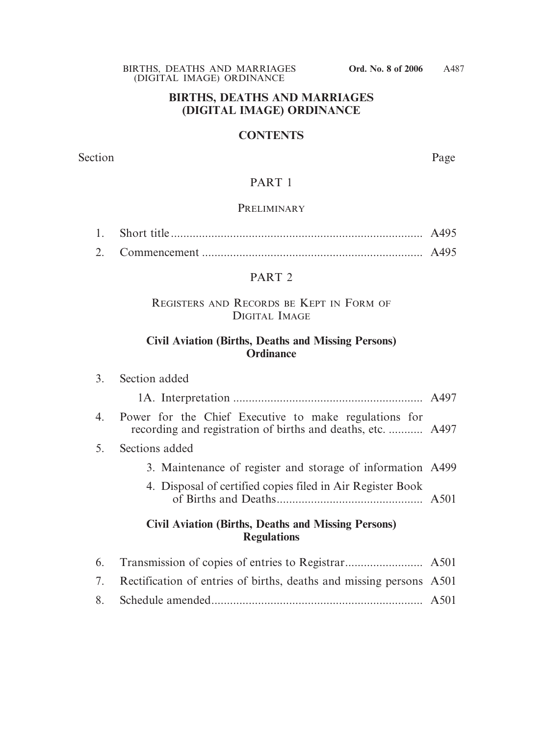# BIRTHS, DEATHS AND MARRIAGES (DIGITAL IMAGE) ORDINANCE

## CONTENTS

| Section | | Page |
|---|---|---|
| | **PART 1** | |
| | **PRELIMINARY** | |
| 1. | Short title | A495 |
| 2. | Commencement | A495 |
| | **PART 2** | |
| | **REGISTERS AND RECORDS BE KEPT IN FORM OF DIGITAL IMAGE** | |
| | **Civil Aviation (Births, Deaths and Missing Persons) Ordinance** | |
| 3. | Section added | |
| | 1A. Interpretation | A497 |
| 4. | Power for the Chief Executive to make regulations for recording and registration of births and deaths, etc. | A497 |
| 5. | Sections added | |
| | 3. Maintenance of register and storage of information | A499 |
| | 4. Disposal of certified copies filed in Air Register Book of Births and Deaths | A501 |
| | **Civil Aviation (Births, Deaths and Missing Persons) Regulations** | |
| 6. | Transmission of copies of entries to Registrar | A501 |
| 7. | Rectification of entries of births, deaths and missing persons | A501 |
| 8. | Schedule amended | A501 |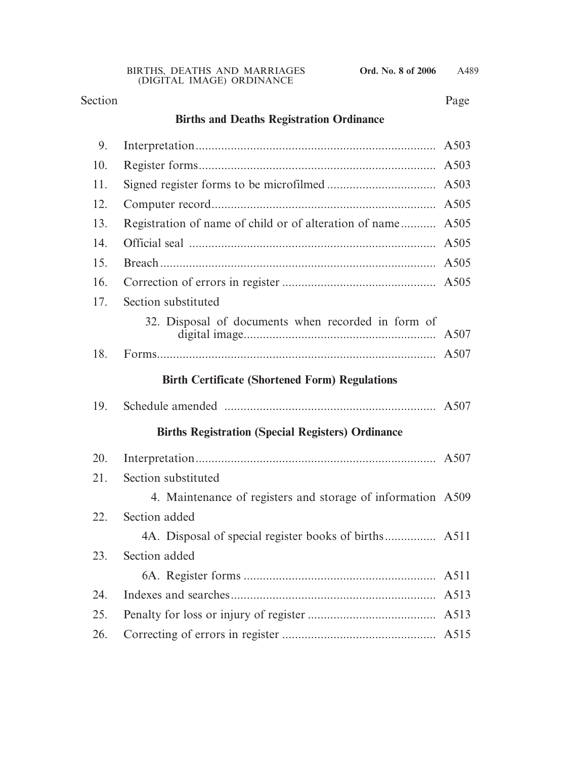| Section | | Page |
|---|---|---|
| | **Births and Deaths Registration Ordinance** | |
| 9. | Interpretation | A503 |
| 10. | Register forms | A503 |
| 11. | Signed register forms to be microfilmed | A503 |
| 12. | Computer record | A505 |
| 13. | Registration of name of child or of alteration of name | A505 |
| 14. | Official seal | A505 |
| 15. | Breach | A505 |
| 16. | Correction of errors in register | A505 |
| 17. | Section substituted | |
| | 32. Disposal of documents when recorded in form of digital image | A507 |
| 18. | Forms | A507 |
| | **Birth Certificate (Shortened Form) Regulations** | |
| 19. | Schedule amended | A507 |
| | **Births Registration (Special Registers) Ordinance** | |
| 20. | Interpretation | A507 |
| 21. | Section substituted | |
| | 4. Maintenance of registers and storage of information | A509 |
| 22. | Section added | |
| | 4A. Disposal of special register books of births | A511 |
| 23. | Section added | |
| | 6A. Register forms | A511 |
| 24. | Indexes and searches | A513 |
| 25. | Penalty for loss or injury of register | A513 |
| 26. | Correcting of errors in register | A515 |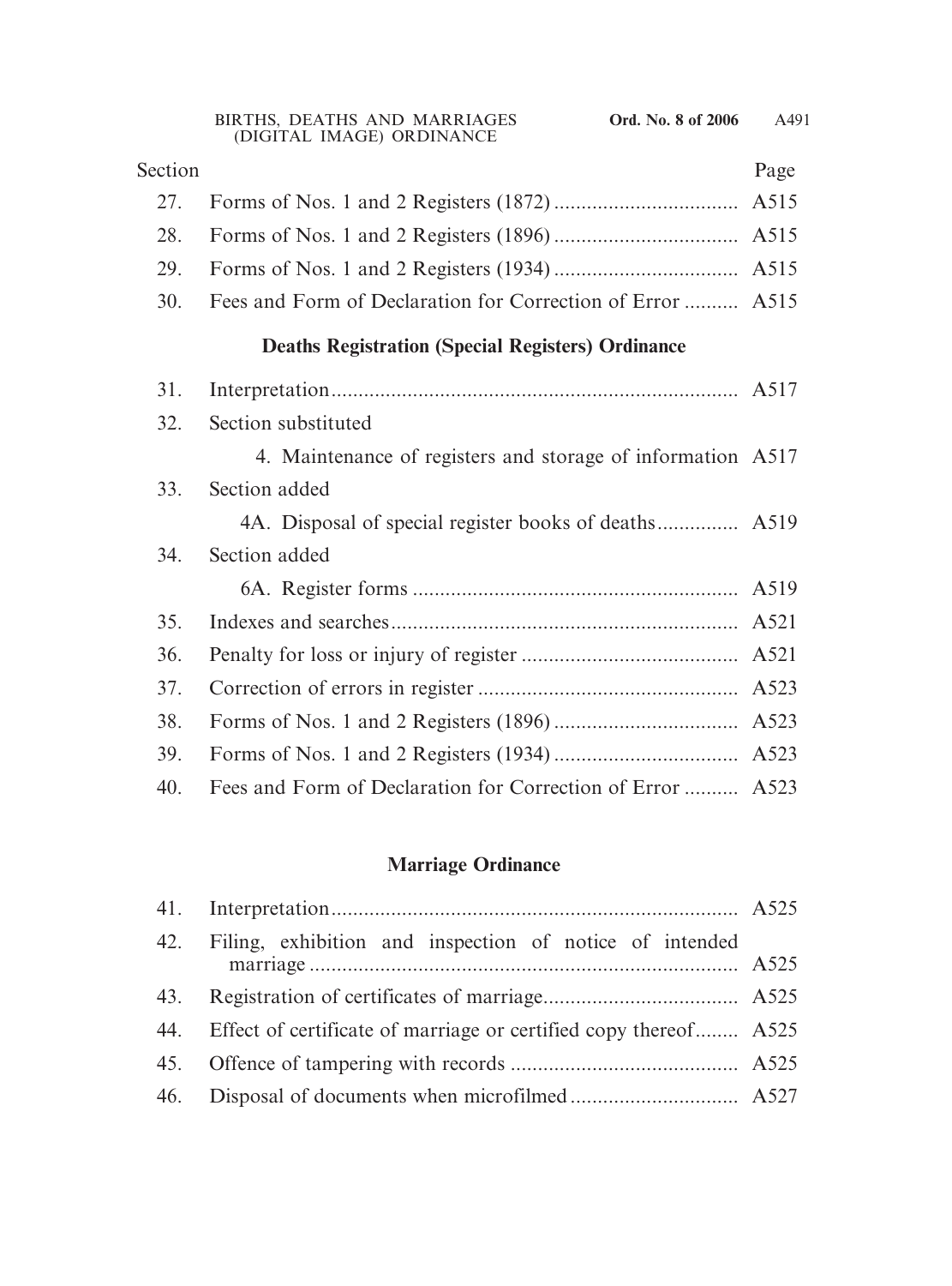| Section | | Page |
|---|---|---|
| 27. | Forms of Nos. 1 and 2 Registers (1872) | A515 |
| 28. | Forms of Nos. 1 and 2 Registers (1896) | A515 |
| 29. | Forms of Nos. 1 and 2 Registers (1934) | A515 |
| 30. | Fees and Form of Declaration for Correction of Error | A515 |

**Deaths Registration (Special Registers) Ordinance**

| Section | | Page |
|---|---|---|
| 31. | Interpretation | A517 |
| 32. | Section substituted | |
| | 4. Maintenance of registers and storage of information | A517 |
| 33. | Section added | |
| | 4A. Disposal of special register books of deaths | A519 |
| 34. | Section added | |
| | 6A. Register forms | A519 |
| 35. | Indexes and searches | A521 |
| 36. | Penalty for loss or injury of register | A521 |
| 37. | Correction of errors in register | A523 |
| 38. | Forms of Nos. 1 and 2 Registers (1896) | A523 |
| 39. | Forms of Nos. 1 and 2 Registers (1934) | A523 |
| 40. | Fees and Form of Declaration for Correction of Error | A523 |

**Marriage Ordinance**

| Section | | Page |
|---|---|---|
| 41. | Interpretation | A525 |
| 42. | Filing, exhibition and inspection of notice of intended marriage | A525 |
| 43. | Registration of certificates of marriage | A525 |
| 44. | Effect of certificate of marriage or certified copy thereof | A525 |
| 45. | Offence of tampering with records | A525 |
| 46. | Disposal of documents when microfilmed | A527 |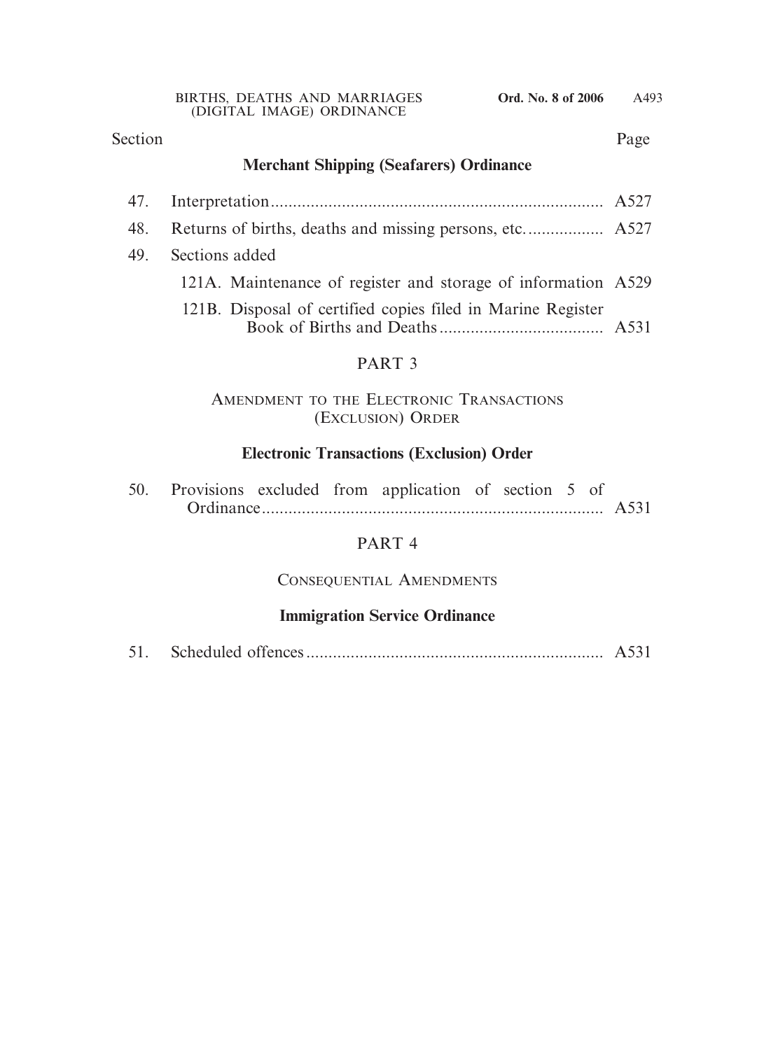| Section | | Page |
|---|---|---|

**Merchant Shipping (Seafarers) Ordinance**

| | | |
|---|---|---|
| 47. | Interpretation | A527 |
| 48. | Returns of births, deaths and missing persons, etc. | A527 |
| 49. | Sections added | |
| | 121A. Maintenance of register and storage of information | A529 |
| | 121B. Disposal of certified copies filed in Marine Register Book of Births and Deaths | A531 |

PART 3

AMENDMENT TO THE ELECTRONIC TRANSACTIONS (EXCLUSION) ORDER

**Electronic Transactions (Exclusion) Order**

| | | |
|---|---|---|
| 50. | Provisions excluded from application of section 5 of Ordinance | A531 |

PART 4

CONSEQUENTIAL AMENDMENTS

**Immigration Service Ordinance**

| | | |
|---|---|---|
| 51. | Scheduled offences | A531 |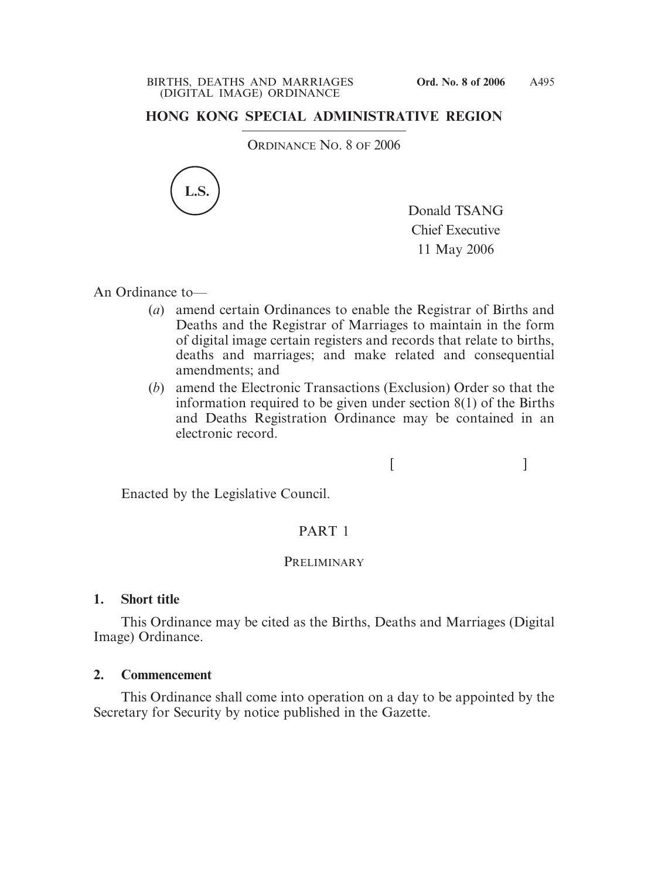## HONG KONG SPECIAL ADMINISTRATIVE REGION

ORDINANCE NO. 8 OF 2006

L.S.

Donald TSANG
Chief Executive
11 May 2006

An Ordinance to—

(*a*) amend certain Ordinances to enable the Registrar of Births and Deaths and the Registrar of Marriages to maintain in the form of digital image certain registers and records that relate to births, deaths and marriages; and make related and consequential amendments; and

(*b*) amend the Electronic Transactions (Exclusion) Order so that the information required to be given under section 8(1) of the Births and Deaths Registration Ordinance may be contained in an electronic record.

[ ]

Enacted by the Legislative Council.

## PART 1

### PRELIMINARY

**1. Short title**

This Ordinance may be cited as the Births, Deaths and Marriages (Digital Image) Ordinance.

**2. Commencement**

This Ordinance shall come into operation on a day to be appointed by the Secretary for Security by notice published in the Gazette.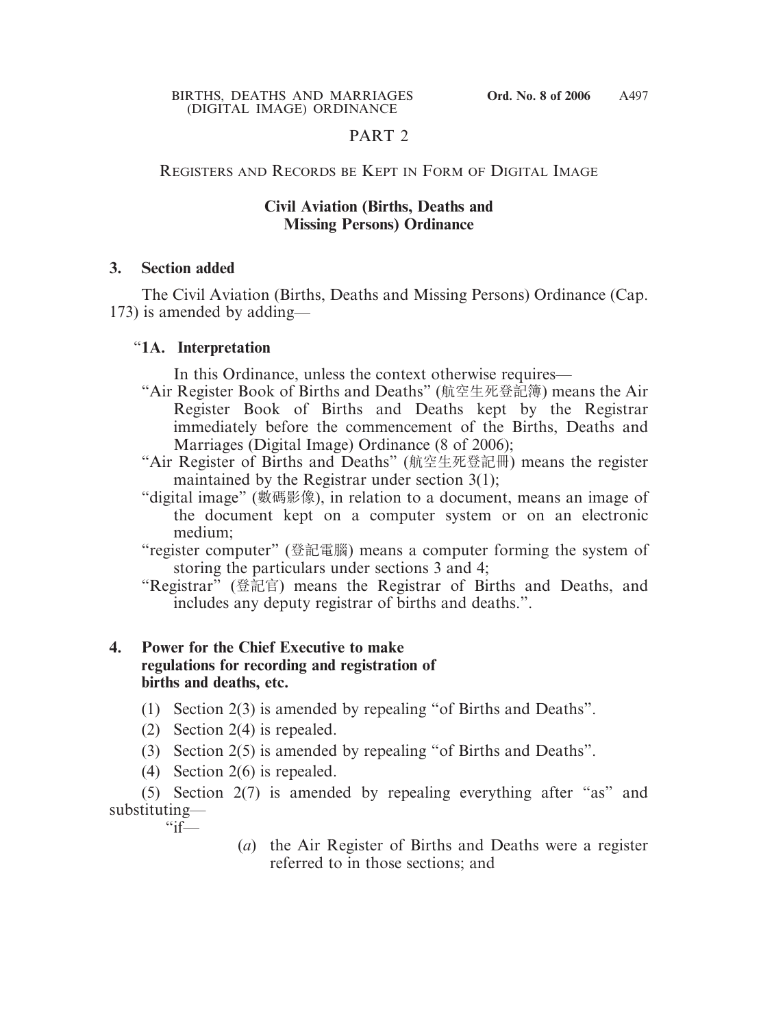## PART 2

### REGISTERS AND RECORDS BE KEPT IN FORM OF DIGITAL IMAGE

#### Civil Aviation (Births, Deaths and Missing Persons) Ordinance

**3. Section added**

The Civil Aviation (Births, Deaths and Missing Persons) Ordinance (Cap. 173) is amended by adding—

"**1A. Interpretation**

In this Ordinance, unless the context otherwise requires—

"Air Register Book of Births and Deaths" (航空生死登記簿) means the Air Register Book of Births and Deaths kept by the Registrar immediately before the commencement of the Births, Deaths and Marriages (Digital Image) Ordinance (8 of 2006);

"Air Register of Births and Deaths" (航空生死登記冊) means the register maintained by the Registrar under section 3(1);

"digital image" (數碼影像), in relation to a document, means an image of the document kept on a computer system or on an electronic medium;

"register computer" (登記電腦) means a computer forming the system of storing the particulars under sections 3 and 4;

"Registrar" (登記官) means the Registrar of Births and Deaths, and includes any deputy registrar of births and deaths.".

**4. Power for the Chief Executive to make regulations for recording and registration of births and deaths, etc.**

(1) Section 2(3) is amended by repealing "of Births and Deaths".

(2) Section 2(4) is repealed.

(3) Section 2(5) is amended by repealing "of Births and Deaths".

(4) Section 2(6) is repealed.

(5) Section 2(7) is amended by repealing everything after "as" and substituting—

"if—

(*a*) the Air Register of Births and Deaths were a register referred to in those sections; and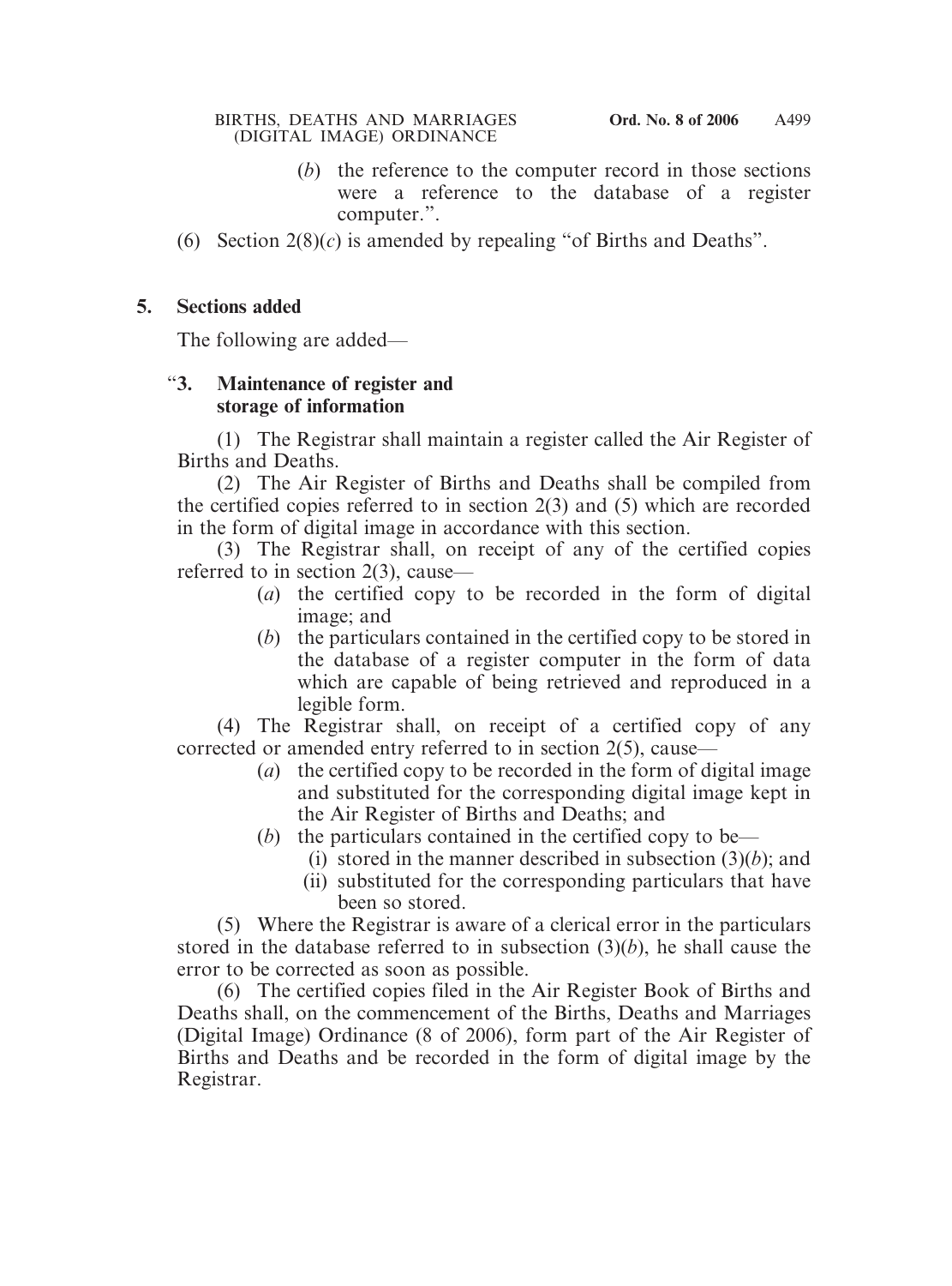(*b*) the reference to the computer record in those sections were a reference to the database of a register computer.".

(6) Section 2(8)(*c*) is amended by repealing "of Births and Deaths".

**5. Sections added**

The following are added—

"**3. Maintenance of register and storage of information**

(1) The Registrar shall maintain a register called the Air Register of Births and Deaths.

(2) The Air Register of Births and Deaths shall be compiled from the certified copies referred to in section 2(3) and (5) which are recorded in the form of digital image in accordance with this section.

(3) The Registrar shall, on receipt of any of the certified copies referred to in section 2(3), cause—

(*a*) the certified copy to be recorded in the form of digital image; and

(*b*) the particulars contained in the certified copy to be stored in the database of a register computer in the form of data which are capable of being retrieved and reproduced in a legible form.

(4) The Registrar shall, on receipt of a certified copy of any corrected or amended entry referred to in section 2(5), cause—

(*a*) the certified copy to be recorded in the form of digital image and substituted for the corresponding digital image kept in the Air Register of Births and Deaths; and

(*b*) the particulars contained in the certified copy to be—

(i) stored in the manner described in subsection (3)(*b*); and

(ii) substituted for the corresponding particulars that have been so stored.

(5) Where the Registrar is aware of a clerical error in the particulars stored in the database referred to in subsection (3)(*b*), he shall cause the error to be corrected as soon as possible.

(6) The certified copies filed in the Air Register Book of Births and Deaths shall, on the commencement of the Births, Deaths and Marriages (Digital Image) Ordinance (8 of 2006), form part of the Air Register of Births and Deaths and be recorded in the form of digital image by the Registrar.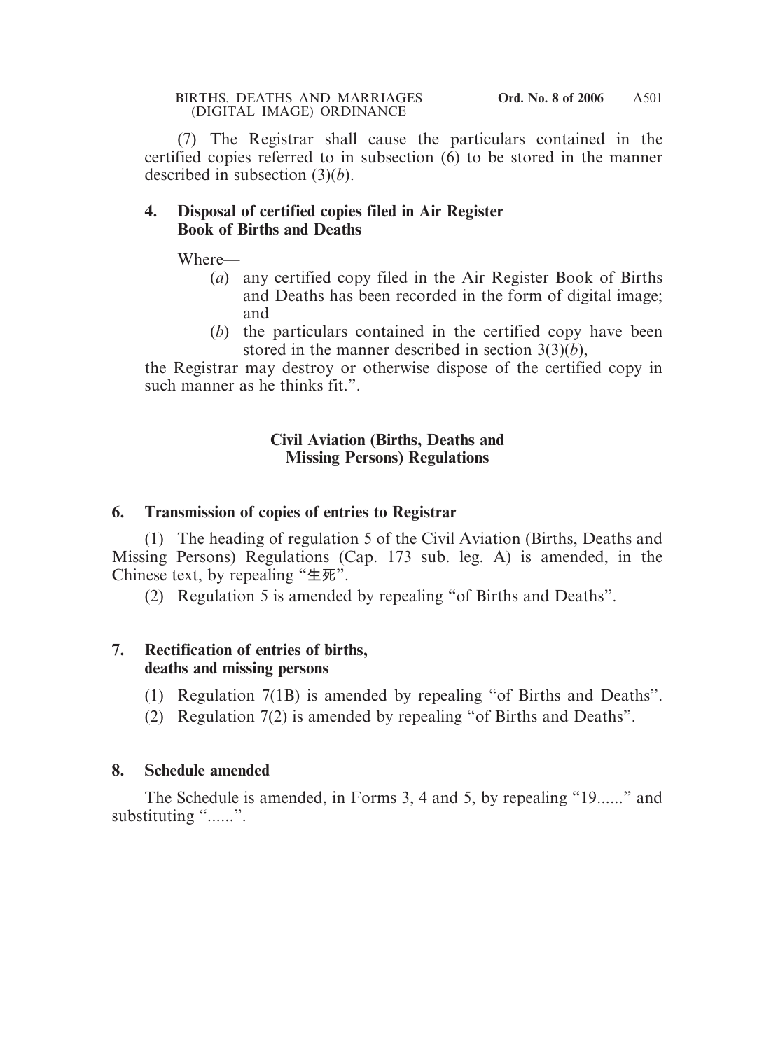(7) The Registrar shall cause the particulars contained in the certified copies referred to in subsection (6) to be stored in the manner described in subsection (3)(*b*).

**4. Disposal of certified copies filed in Air Register Book of Births and Deaths**

Where—

(*a*) any certified copy filed in the Air Register Book of Births and Deaths has been recorded in the form of digital image; and

(*b*) the particulars contained in the certified copy have been stored in the manner described in section 3(3)(*b*),

the Registrar may destroy or otherwise dispose of the certified copy in such manner as he thinks fit.".

## Civil Aviation (Births, Deaths and Missing Persons) Regulations

**6. Transmission of copies of entries to Registrar**

(1) The heading of regulation 5 of the Civil Aviation (Births, Deaths and Missing Persons) Regulations (Cap. 173 sub. leg. A) is amended, in the Chinese text, by repealing "生死".

(2) Regulation 5 is amended by repealing "of Births and Deaths".

**7. Rectification of entries of births, deaths and missing persons**

(1) Regulation 7(1B) is amended by repealing "of Births and Deaths".

(2) Regulation 7(2) is amended by repealing "of Births and Deaths".

**8. Schedule amended**

The Schedule is amended, in Forms 3, 4 and 5, by repealing "19......" and substituting "......".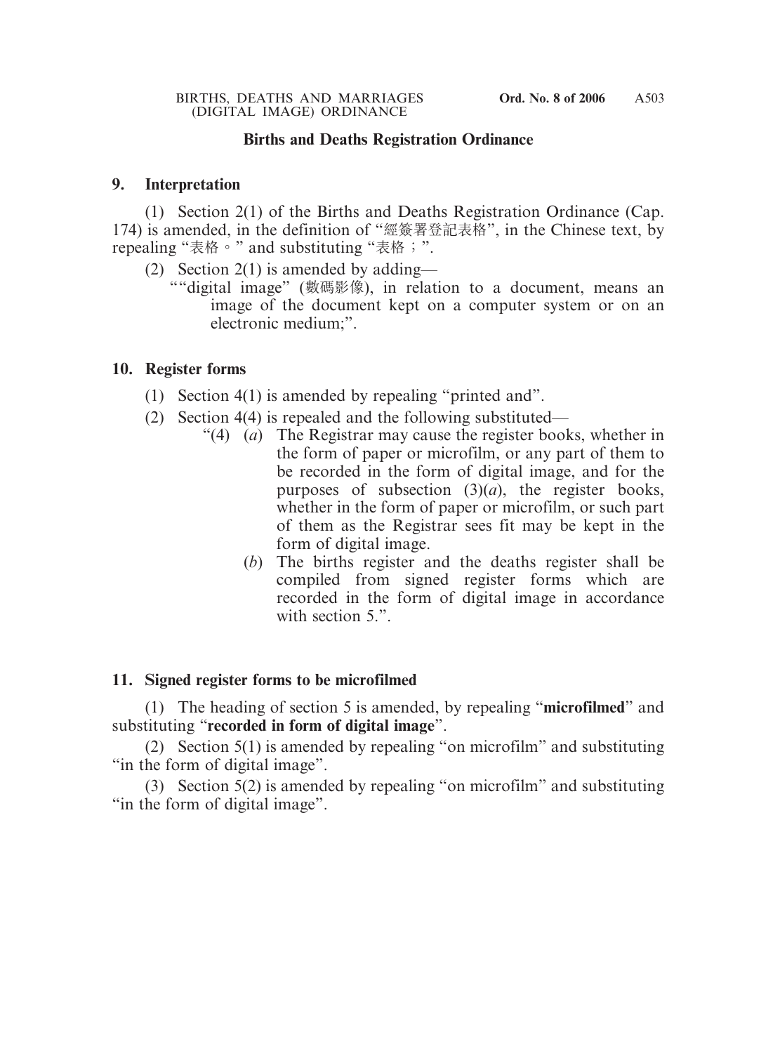## Births and Deaths Registration Ordinance

### 9. Interpretation

(1) Section 2(1) of the Births and Deaths Registration Ordinance (Cap. 174) is amended, in the definition of "經簽署登記表格", in the Chinese text, by repealing "表格。" and substituting "表格；".

(2) Section 2(1) is amended by adding—

""digital image" (數碼影像), in relation to a document, means an image of the document kept on a computer system or on an electronic medium;".

### 10. Register forms

(1) Section 4(1) is amended by repealing "printed and".

(2) Section 4(4) is repealed and the following substituted—

"(4) (*a*) The Registrar may cause the register books, whether in the form of paper or microfilm, or any part of them to be recorded in the form of digital image, and for the purposes of subsection (3)(*a*), the register books, whether in the form of paper or microfilm, or such part of them as the Registrar sees fit may be kept in the form of digital image.

(*b*) The births register and the deaths register shall be compiled from signed register forms which are recorded in the form of digital image in accordance with section 5.".

### 11. Signed register forms to be microfilmed

(1) The heading of section 5 is amended, by repealing "**microfilmed**" and substituting "**recorded in form of digital image**".

(2) Section 5(1) is amended by repealing "on microfilm" and substituting "in the form of digital image".

(3) Section 5(2) is amended by repealing "on microfilm" and substituting "in the form of digital image".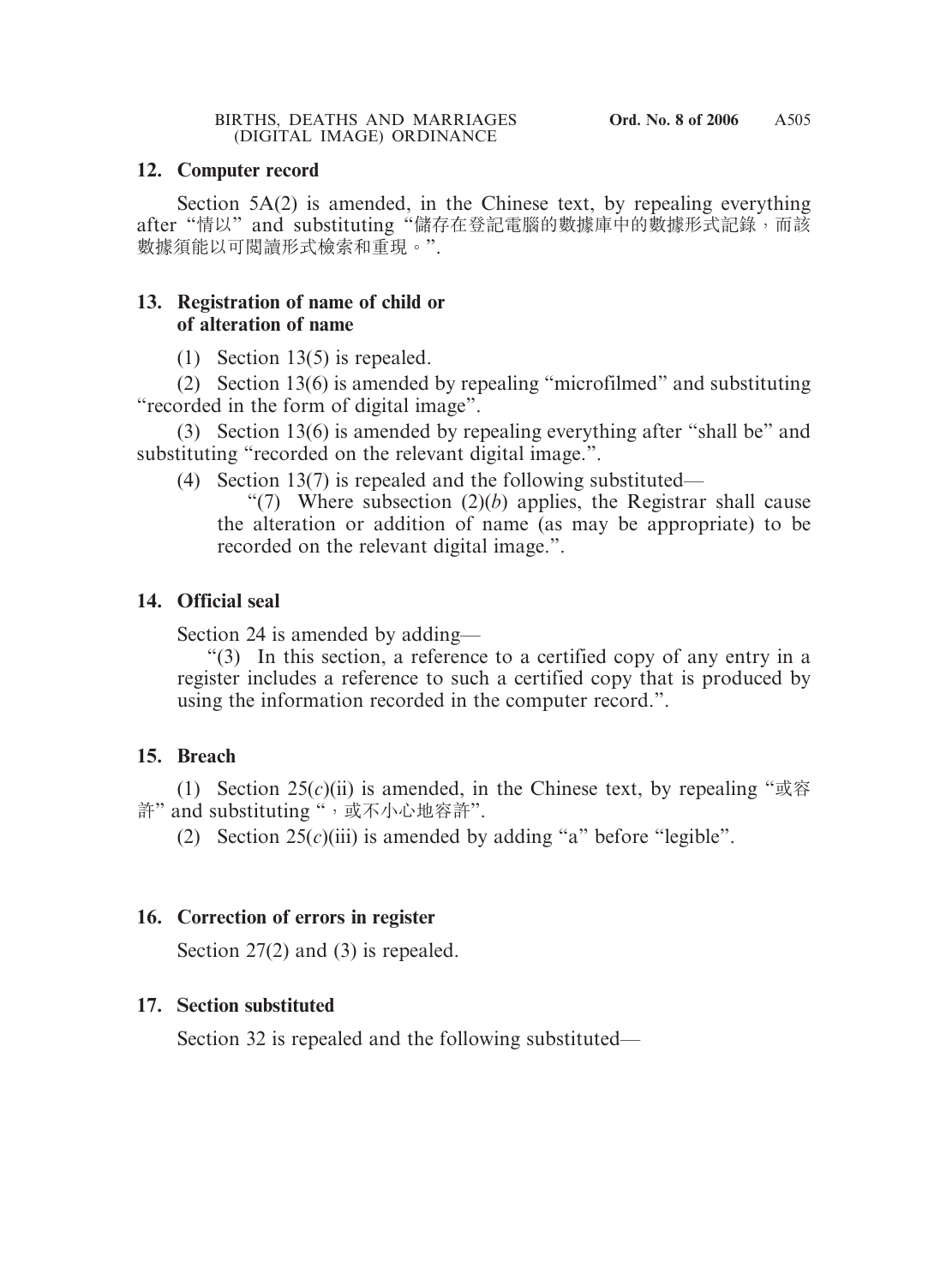## 12. Computer record

Section 5A(2) is amended, in the Chinese text, by repealing everything after "情以" and substituting "儲存在登記電腦的數據庫中的數據形式記錄，而該數據須能以可閱讀形式檢索和重現。".

## 13. Registration of name of child or of alteration of name

(1) Section 13(5) is repealed.

(2) Section 13(6) is amended by repealing "microfilmed" and substituting "recorded in the form of digital image".

(3) Section 13(6) is amended by repealing everything after "shall be" and substituting "recorded on the relevant digital image.".

(4) Section 13(7) is repealed and the following substituted—

"(7) Where subsection (2)(*b*) applies, the Registrar shall cause the alteration or addition of name (as may be appropriate) to be recorded on the relevant digital image.".

## 14. Official seal

Section 24 is amended by adding—

"(3) In this section, a reference to a certified copy of any entry in a register includes a reference to such a certified copy that is produced by using the information recorded in the computer record.".

## 15. Breach

(1) Section 25(*c*)(ii) is amended, in the Chinese text, by repealing "或容許" and substituting "，或不小心地容許".

(2) Section 25(*c*)(iii) is amended by adding "a" before "legible".

## 16. Correction of errors in register

Section 27(2) and (3) is repealed.

## 17. Section substituted

Section 32 is repealed and the following substituted—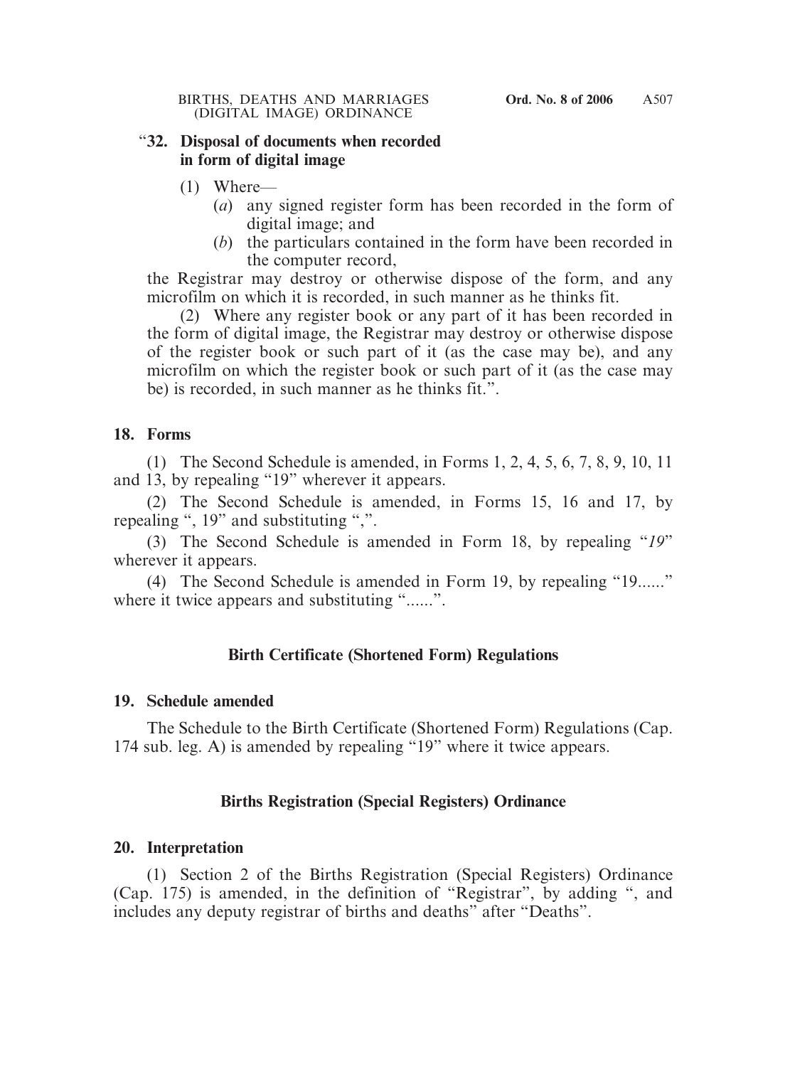"**32. Disposal of documents when recorded in form of digital image**

(1) Where—

(*a*) any signed register form has been recorded in the form of digital image; and

(*b*) the particulars contained in the form have been recorded in the computer record,

the Registrar may destroy or otherwise dispose of the form, and any microfilm on which it is recorded, in such manner as he thinks fit.

(2) Where any register book or any part of it has been recorded in the form of digital image, the Registrar may destroy or otherwise dispose of the register book or such part of it (as the case may be), and any microfilm on which the register book or such part of it (as the case may be) is recorded, in such manner as he thinks fit.".

### 18. Forms

(1) The Second Schedule is amended, in Forms 1, 2, 4, 5, 6, 7, 8, 9, 10, 11 and 13, by repealing "19" wherever it appears.

(2) The Second Schedule is amended, in Forms 15, 16 and 17, by repealing ", 19" and substituting ",".

(3) The Second Schedule is amended in Form 18, by repealing "*19*" wherever it appears.

(4) The Second Schedule is amended in Form 19, by repealing "19......" where it twice appears and substituting "......".

## Birth Certificate (Shortened Form) Regulations

### 19. Schedule amended

The Schedule to the Birth Certificate (Shortened Form) Regulations (Cap. 174 sub. leg. A) is amended by repealing "19" where it twice appears.

## Births Registration (Special Registers) Ordinance

### 20. Interpretation

(1) Section 2 of the Births Registration (Special Registers) Ordinance (Cap. 175) is amended, in the definition of "Registrar", by adding ", and includes any deputy registrar of births and deaths" after "Deaths".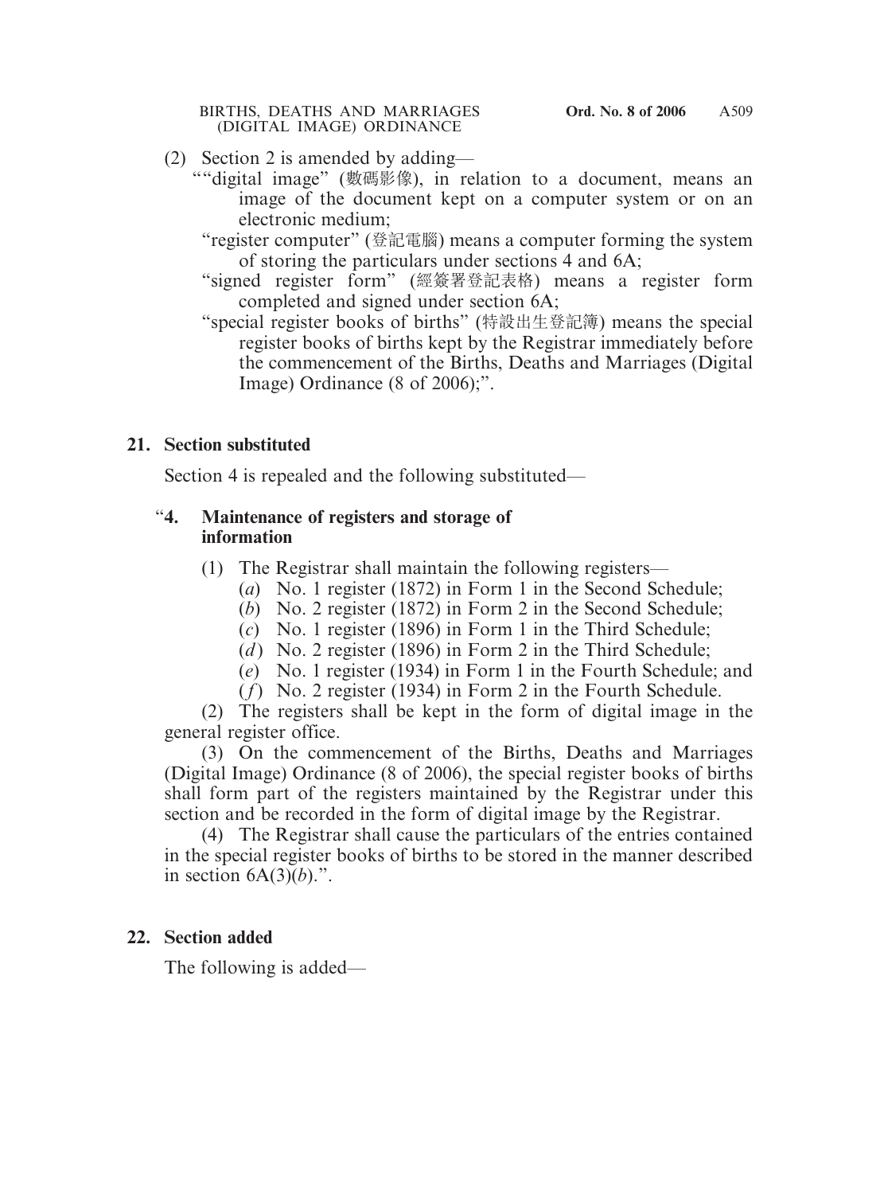(2) Section 2 is amended by adding—

““digital image” (數碼影像), in relation to a document, means an image of the document kept on a computer system or on an electronic medium;

“register computer” (登記電腦) means a computer forming the system of storing the particulars under sections 4 and 6A;

“signed register form” (經簽署登記表格) means a register form completed and signed under section 6A;

“special register books of births” (特設出生登記簿) means the special register books of births kept by the Registrar immediately before the commencement of the Births, Deaths and Marriages (Digital Image) Ordinance (8 of 2006);”.

**21. Section substituted**

Section 4 is repealed and the following substituted—

“**4. Maintenance of registers and storage of information**

(1) The Registrar shall maintain the following registers—

(*a*) No. 1 register (1872) in Form 1 in the Second Schedule;

(*b*) No. 2 register (1872) in Form 2 in the Second Schedule;

(*c*) No. 1 register (1896) in Form 1 in the Third Schedule;

(*d*) No. 2 register (1896) in Form 2 in the Third Schedule;

(*e*) No. 1 register (1934) in Form 1 in the Fourth Schedule; and

(*f*) No. 2 register (1934) in Form 2 in the Fourth Schedule.

(2) The registers shall be kept in the form of digital image in the general register office.

(3) On the commencement of the Births, Deaths and Marriages (Digital Image) Ordinance (8 of 2006), the special register books of births shall form part of the registers maintained by the Registrar under this section and be recorded in the form of digital image by the Registrar.

(4) The Registrar shall cause the particulars of the entries contained in the special register books of births to be stored in the manner described in section 6A(3)(*b*).”.

**22. Section added**

The following is added—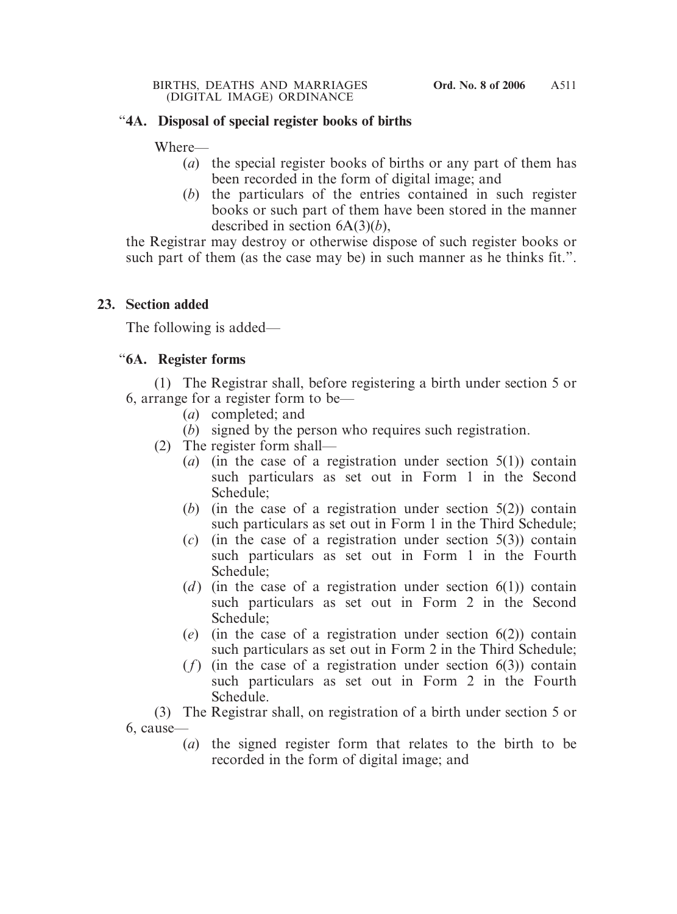"**4A. Disposal of special register books of births**

Where—

(*a*) the special register books of births or any part of them has been recorded in the form of digital image; and

(*b*) the particulars of the entries contained in such register books or such part of them have been stored in the manner described in section 6A(3)(*b*),

the Registrar may destroy or otherwise dispose of such register books or such part of them (as the case may be) in such manner as he thinks fit.".

**23. Section added**

The following is added—

"**6A. Register forms**

(1) The Registrar shall, before registering a birth under section 5 or 6, arrange for a register form to be—

(*a*) completed; and

(*b*) signed by the person who requires such registration.

(2) The register form shall—

(*a*) (in the case of a registration under section 5(1)) contain such particulars as set out in Form 1 in the Second Schedule;

(*b*) (in the case of a registration under section 5(2)) contain such particulars as set out in Form 1 in the Third Schedule;

(*c*) (in the case of a registration under section 5(3)) contain such particulars as set out in Form 1 in the Fourth Schedule;

(*d*) (in the case of a registration under section 6(1)) contain such particulars as set out in Form 2 in the Second Schedule;

(*e*) (in the case of a registration under section 6(2)) contain such particulars as set out in Form 2 in the Third Schedule;

(*f*) (in the case of a registration under section 6(3)) contain such particulars as set out in Form 2 in the Fourth Schedule.

(3) The Registrar shall, on registration of a birth under section 5 or 6, cause—

(*a*) the signed register form that relates to the birth to be recorded in the form of digital image; and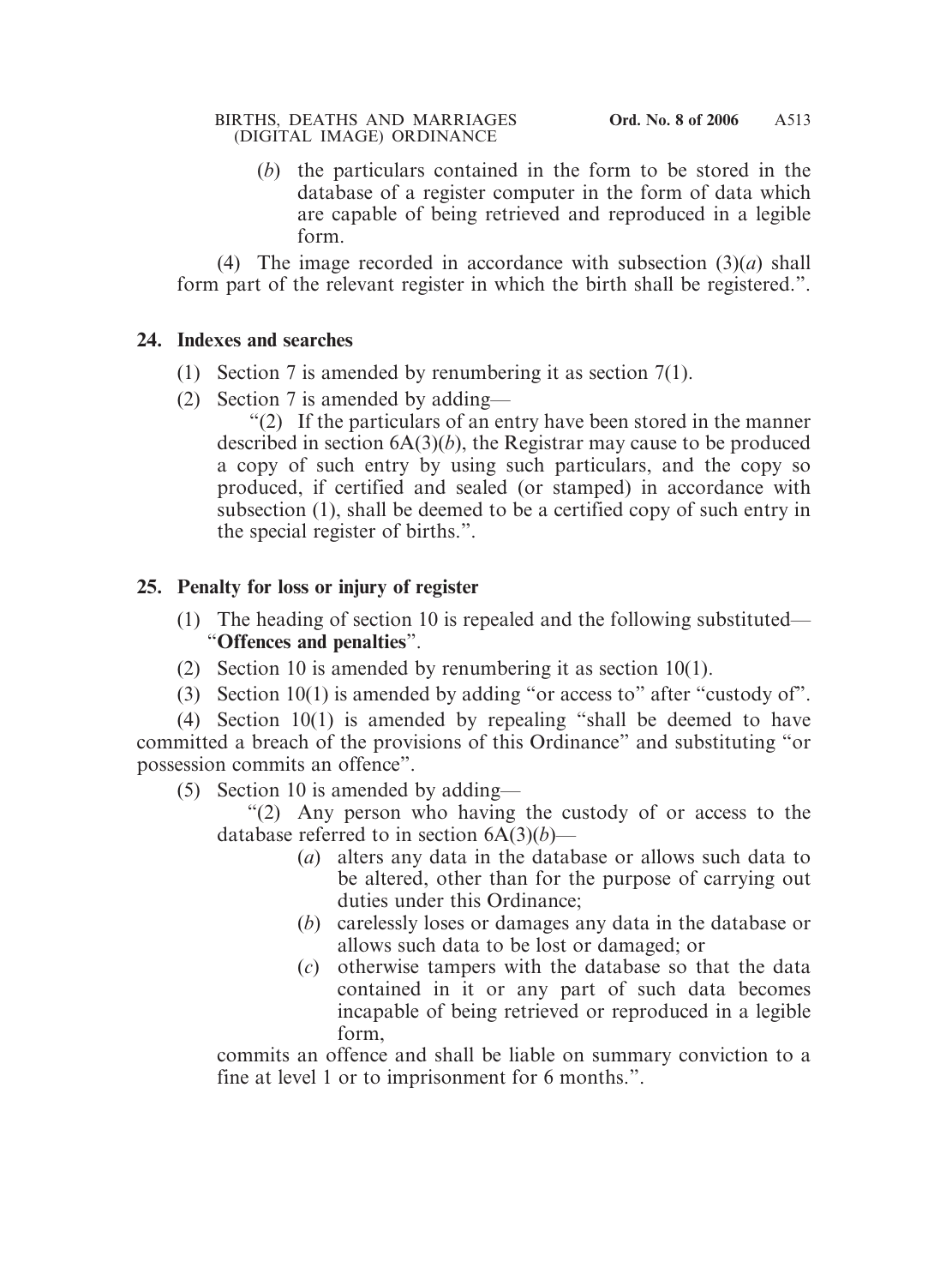(*b*) the particulars contained in the form to be stored in the database of a register computer in the form of data which are capable of being retrieved and reproduced in a legible form.

(4) The image recorded in accordance with subsection (3)(*a*) shall form part of the relevant register in which the birth shall be registered.".

**24. Indexes and searches**

(1) Section 7 is amended by renumbering it as section 7(1).

(2) Section 7 is amended by adding—

"(2) If the particulars of an entry have been stored in the manner described in section 6A(3)(*b*), the Registrar may cause to be produced a copy of such entry by using such particulars, and the copy so produced, if certified and sealed (or stamped) in accordance with subsection (1), shall be deemed to be a certified copy of such entry in the special register of births.".

**25. Penalty for loss or injury of register**

(1) The heading of section 10 is repealed and the following substituted—"**Offences and penalties**".

(2) Section 10 is amended by renumbering it as section 10(1).

(3) Section 10(1) is amended by adding "or access to" after "custody of".

(4) Section 10(1) is amended by repealing "shall be deemed to have committed a breach of the provisions of this Ordinance" and substituting "or possession commits an offence".

(5) Section 10 is amended by adding—

"(2) Any person who having the custody of or access to the database referred to in section 6A(3)(*b*)—

(*a*) alters any data in the database or allows such data to be altered, other than for the purpose of carrying out duties under this Ordinance;

(*b*) carelessly loses or damages any data in the database or allows such data to be lost or damaged; or

(*c*) otherwise tampers with the database so that the data contained in it or any part of such data becomes incapable of being retrieved or reproduced in a legible form,

commits an offence and shall be liable on summary conviction to a fine at level 1 or to imprisonment for 6 months.".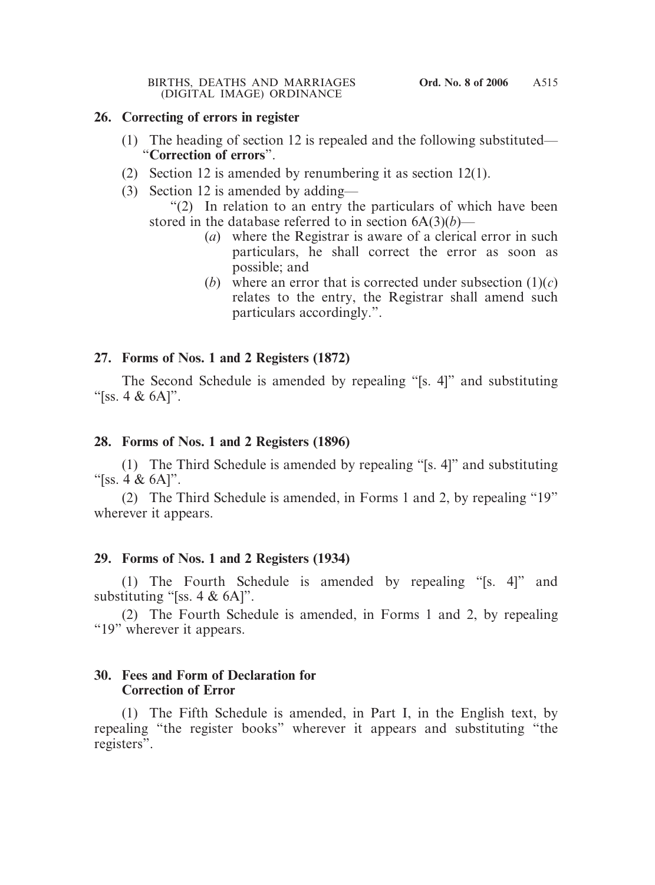**26. Correcting of errors in register**

(1) The heading of section 12 is repealed and the following substituted—"**Correction of errors**".

(2) Section 12 is amended by renumbering it as section 12(1).

(3) Section 12 is amended by adding—

"(2) In relation to an entry the particulars of which have been stored in the database referred to in section 6A(3)(*b*)—

(*a*) where the Registrar is aware of a clerical error in such particulars, he shall correct the error as soon as possible; and

(*b*) where an error that is corrected under subsection (1)(*c*) relates to the entry, the Registrar shall amend such particulars accordingly.".

**27. Forms of Nos. 1 and 2 Registers (1872)**

The Second Schedule is amended by repealing "[s. 4]" and substituting "[ss. 4 & 6A]".

**28. Forms of Nos. 1 and 2 Registers (1896)**

(1) The Third Schedule is amended by repealing "[s. 4]" and substituting "[ss. 4 & 6A]".

(2) The Third Schedule is amended, in Forms 1 and 2, by repealing "19" wherever it appears.

**29. Forms of Nos. 1 and 2 Registers (1934)**

(1) The Fourth Schedule is amended by repealing "[s. 4]" and substituting "[ss. 4 & 6A]".

(2) The Fourth Schedule is amended, in Forms 1 and 2, by repealing "19" wherever it appears.

**30. Fees and Form of Declaration for Correction of Error**

(1) The Fifth Schedule is amended, in Part I, in the English text, by repealing "the register books" wherever it appears and substituting "the registers".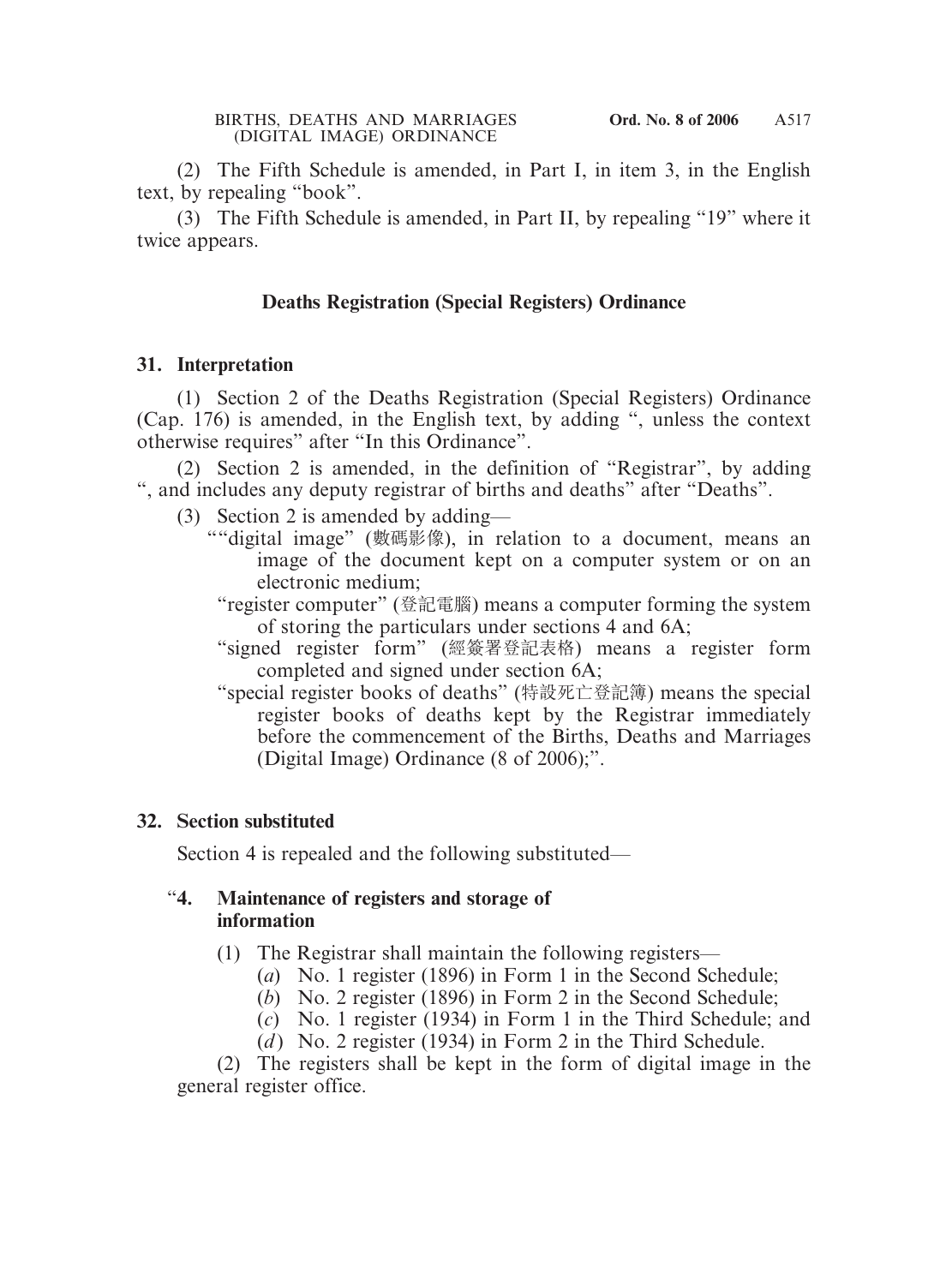(2) The Fifth Schedule is amended, in Part I, in item 3, in the English text, by repealing "book".

(3) The Fifth Schedule is amended, in Part II, by repealing "19" where it twice appears.

## Deaths Registration (Special Registers) Ordinance

### 31. Interpretation

(1) Section 2 of the Deaths Registration (Special Registers) Ordinance (Cap. 176) is amended, in the English text, by adding ", unless the context otherwise requires" after "In this Ordinance".

(2) Section 2 is amended, in the definition of "Registrar", by adding ", and includes any deputy registrar of births and deaths" after "Deaths".

(3) Section 2 is amended by adding—

""digital image" (數碼影像), in relation to a document, means an image of the document kept on a computer system or on an electronic medium;

"register computer" (登記電腦) means a computer forming the system of storing the particulars under sections 4 and 6A;

"signed register form" (經簽署登記表格) means a register form completed and signed under section 6A;

"special register books of deaths" (特設死亡登記簿) means the special register books of deaths kept by the Registrar immediately before the commencement of the Births, Deaths and Marriages (Digital Image) Ordinance (8 of 2006);".

### 32. Section substituted

Section 4 is repealed and the following substituted—

"**4. Maintenance of registers and storage of information**

(1) The Registrar shall maintain the following registers—

(*a*) No. 1 register (1896) in Form 1 in the Second Schedule;

(*b*) No. 2 register (1896) in Form 2 in the Second Schedule;

(*c*) No. 1 register (1934) in Form 1 in the Third Schedule; and

(*d*) No. 2 register (1934) in Form 2 in the Third Schedule.

(2) The registers shall be kept in the form of digital image in the general register office.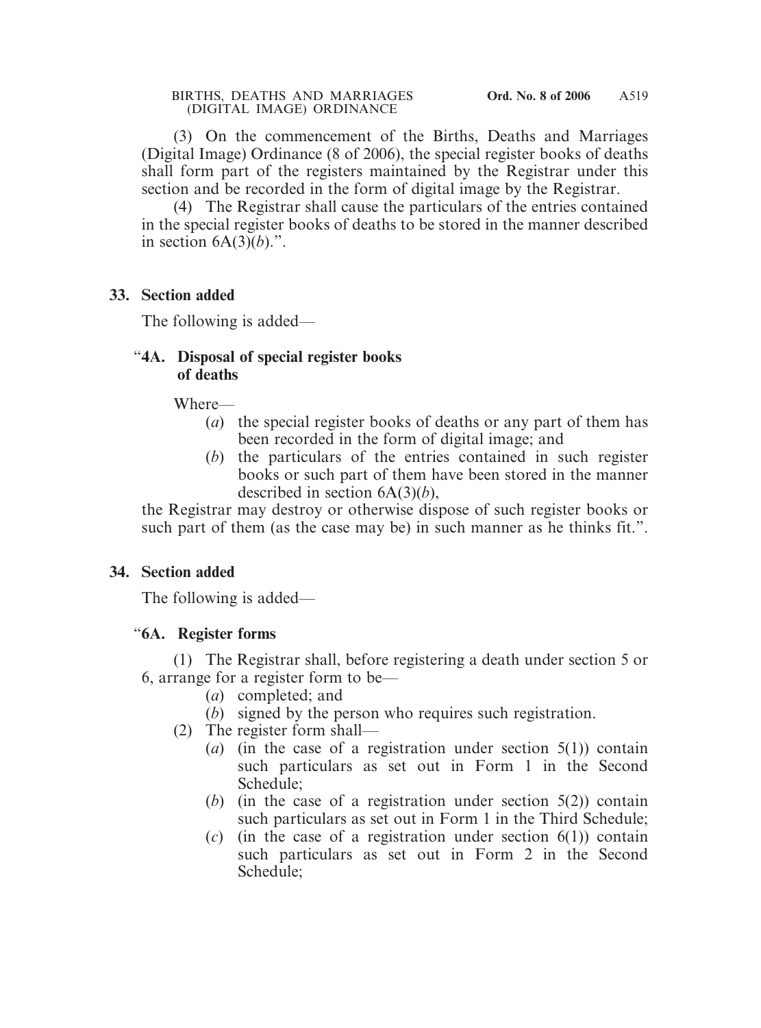(3) On the commencement of the Births, Deaths and Marriages (Digital Image) Ordinance (8 of 2006), the special register books of deaths shall form part of the registers maintained by the Registrar under this section and be recorded in the form of digital image by the Registrar.

(4) The Registrar shall cause the particulars of the entries contained in the special register books of deaths to be stored in the manner described in section 6A(3)(*b*).".

**33. Section added**

The following is added—

"**4A. Disposal of special register books of deaths**

Where—

(*a*) the special register books of deaths or any part of them has been recorded in the form of digital image; and

(*b*) the particulars of the entries contained in such register books or such part of them have been stored in the manner described in section 6A(3)(*b*),

the Registrar may destroy or otherwise dispose of such register books or such part of them (as the case may be) in such manner as he thinks fit.".

**34. Section added**

The following is added—

"**6A. Register forms**

(1) The Registrar shall, before registering a death under section 5 or 6, arrange for a register form to be—

(*a*) completed; and

(*b*) signed by the person who requires such registration.

(2) The register form shall—

(*a*) (in the case of a registration under section 5(1)) contain such particulars as set out in Form 1 in the Second Schedule;

(*b*) (in the case of a registration under section 5(2)) contain such particulars as set out in Form 1 in the Third Schedule;

(*c*) (in the case of a registration under section 6(1)) contain such particulars as set out in Form 2 in the Second Schedule;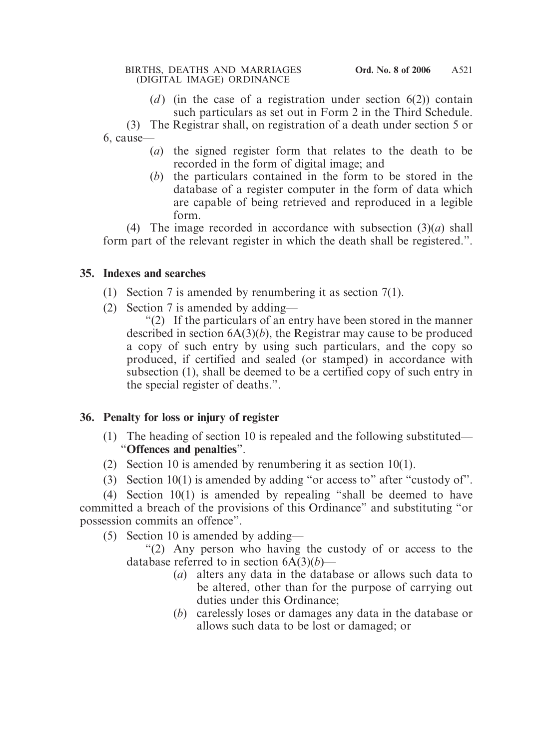(*d*) (in the case of a registration under section 6(2)) contain such particulars as set out in Form 2 in the Third Schedule.

(3) The Registrar shall, on registration of a death under section 5 or 6, cause—

(*a*) the signed register form that relates to the death to be recorded in the form of digital image; and

(*b*) the particulars contained in the form to be stored in the database of a register computer in the form of data which are capable of being retrieved and reproduced in a legible form.

(4) The image recorded in accordance with subsection (3)(*a*) shall form part of the relevant register in which the death shall be registered.".

**35. Indexes and searches**

(1) Section 7 is amended by renumbering it as section 7(1).

(2) Section 7 is amended by adding—

"(2) If the particulars of an entry have been stored in the manner described in section 6A(3)(*b*), the Registrar may cause to be produced a copy of such entry by using such particulars, and the copy so produced, if certified and sealed (or stamped) in accordance with subsection (1), shall be deemed to be a certified copy of such entry in the special register of deaths.".

**36. Penalty for loss or injury of register**

(1) The heading of section 10 is repealed and the following substituted—"**Offences and penalties**".

(2) Section 10 is amended by renumbering it as section 10(1).

(3) Section 10(1) is amended by adding "or access to" after "custody of".

(4) Section 10(1) is amended by repealing "shall be deemed to have committed a breach of the provisions of this Ordinance" and substituting "or possession commits an offence".

(5) Section 10 is amended by adding—

"(2) Any person who having the custody of or access to the database referred to in section 6A(3)(*b*)—

(*a*) alters any data in the database or allows such data to be altered, other than for the purpose of carrying out duties under this Ordinance;

(*b*) carelessly loses or damages any data in the database or allows such data to be lost or damaged; or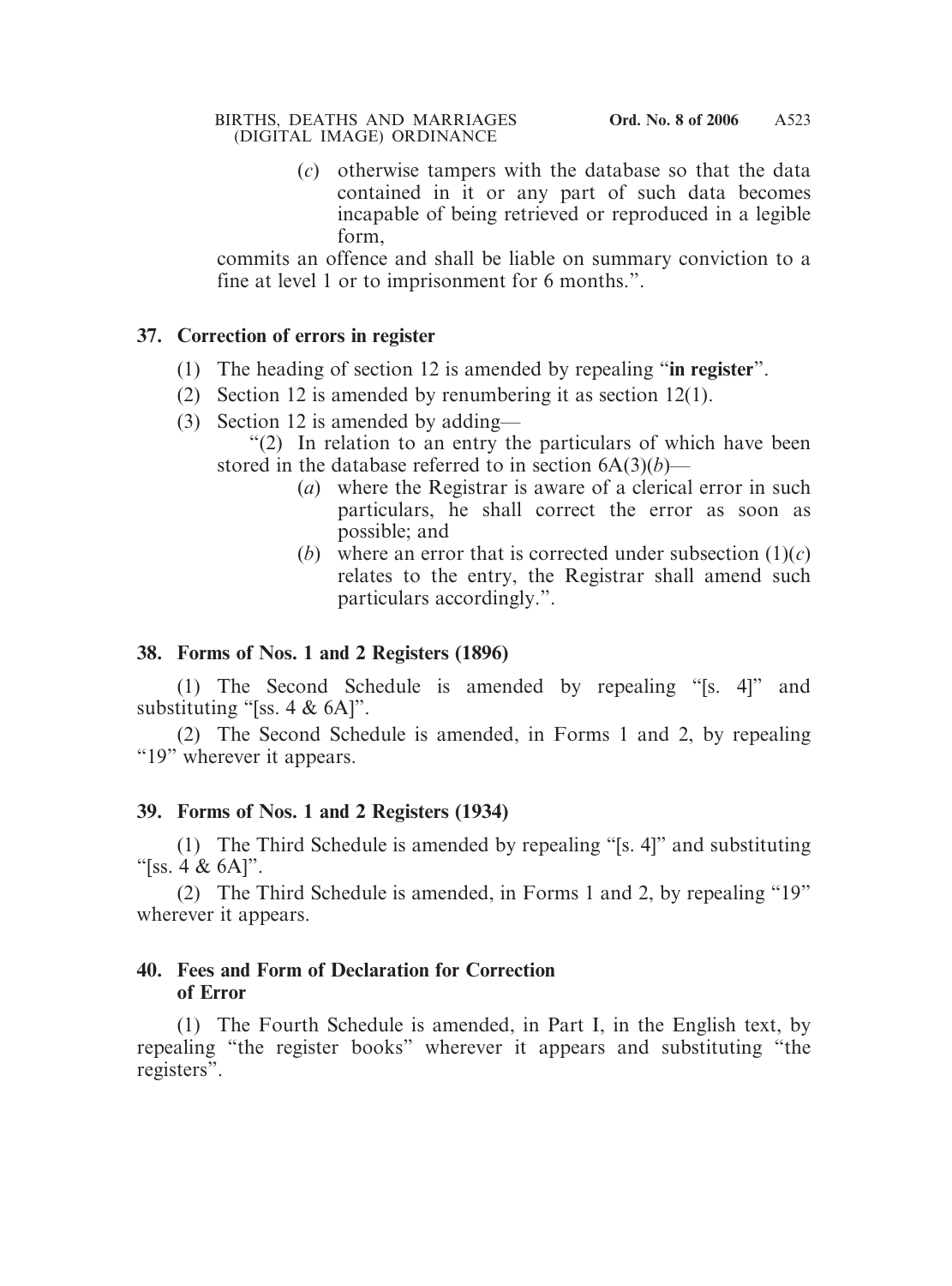(*c*) otherwise tampers with the database so that the data contained in it or any part of such data becomes incapable of being retrieved or reproduced in a legible form,

commits an offence and shall be liable on summary conviction to a fine at level 1 or to imprisonment for 6 months.".

**37. Correction of errors in register**

(1) The heading of section 12 is amended by repealing "**in register**".

(2) Section 12 is amended by renumbering it as section 12(1).

(3) Section 12 is amended by adding—

"(2) In relation to an entry the particulars of which have been stored in the database referred to in section 6A(3)(*b*)—

(*a*) where the Registrar is aware of a clerical error in such particulars, he shall correct the error as soon as possible; and

(*b*) where an error that is corrected under subsection (1)(*c*) relates to the entry, the Registrar shall amend such particulars accordingly.".

**38. Forms of Nos. 1 and 2 Registers (1896)**

(1) The Second Schedule is amended by repealing "[s. 4]" and substituting "[ss. 4 & 6A]".

(2) The Second Schedule is amended, in Forms 1 and 2, by repealing "19" wherever it appears.

**39. Forms of Nos. 1 and 2 Registers (1934)**

(1) The Third Schedule is amended by repealing "[s. 4]" and substituting "[ss. 4 & 6A]".

(2) The Third Schedule is amended, in Forms 1 and 2, by repealing "19" wherever it appears.

**40. Fees and Form of Declaration for Correction of Error**

(1) The Fourth Schedule is amended, in Part I, in the English text, by repealing "the register books" wherever it appears and substituting "the registers".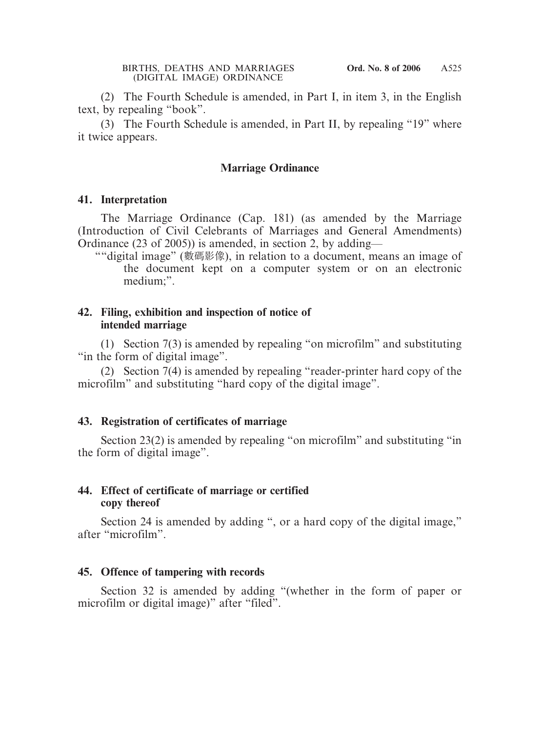(2) The Fourth Schedule is amended, in Part I, in item 3, in the English text, by repealing “book”.

(3) The Fourth Schedule is amended, in Part II, by repealing “19” where it twice appears.

## Marriage Ordinance

### 41. Interpretation

The Marriage Ordinance (Cap. 181) (as amended by the Marriage (Introduction of Civil Celebrants of Marriages and General Amendments) Ordinance (23 of 2005)) is amended, in section 2, by adding—

““digital image” (數碼影像), in relation to a document, means an image of the document kept on a computer system or on an electronic medium;”.

### 42. Filing, exhibition and inspection of notice of intended marriage

(1) Section 7(3) is amended by repealing “on microfilm” and substituting “in the form of digital image”.

(2) Section 7(4) is amended by repealing “reader-printer hard copy of the microfilm” and substituting “hard copy of the digital image”.

### 43. Registration of certificates of marriage

Section 23(2) is amended by repealing “on microfilm” and substituting “in the form of digital image”.

### 44. Effect of certificate of marriage or certified copy thereof

Section 24 is amended by adding “, or a hard copy of the digital image,” after “microfilm”.

### 45. Offence of tampering with records

Section 32 is amended by adding “(whether in the form of paper or microfilm or digital image)” after “filed”.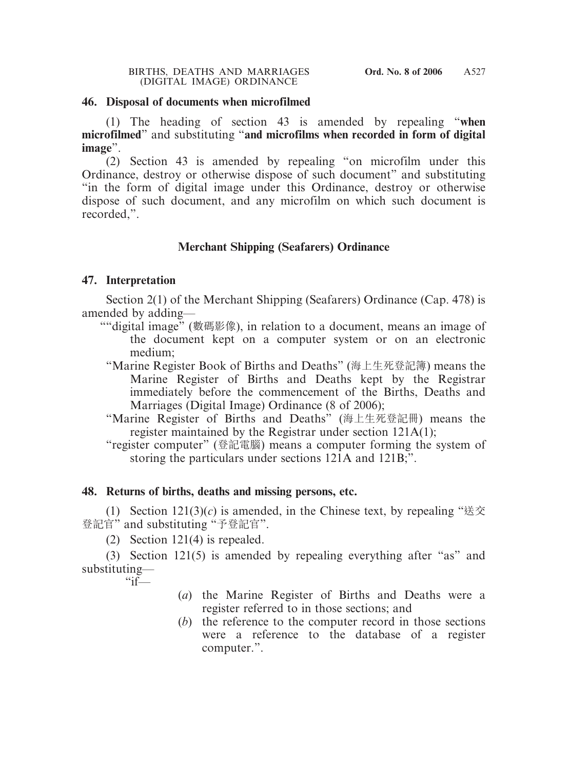**46. Disposal of documents when microfilmed**

(1) The heading of section 43 is amended by repealing "**when microfilmed**" and substituting "**and microfilms when recorded in form of digital image**".

(2) Section 43 is amended by repealing "on microfilm under this Ordinance, destroy or otherwise dispose of such document" and substituting "in the form of digital image under this Ordinance, destroy or otherwise dispose of such document, and any microfilm on which such document is recorded,".

### Merchant Shipping (Seafarers) Ordinance

**47. Interpretation**

Section 2(1) of the Merchant Shipping (Seafarers) Ordinance (Cap. 478) is amended by adding—

""digital image" (數碼影像), in relation to a document, means an image of the document kept on a computer system or on an electronic medium;

"Marine Register Book of Births and Deaths" (海上生死登記簿) means the Marine Register of Births and Deaths kept by the Registrar immediately before the commencement of the Births, Deaths and Marriages (Digital Image) Ordinance (8 of 2006);

"Marine Register of Births and Deaths" (海上生死登記冊) means the register maintained by the Registrar under section 121A(1);

"register computer" (登記電腦) means a computer forming the system of storing the particulars under sections 121A and 121B;".

**48. Returns of births, deaths and missing persons, etc.**

(1) Section 121(3)(*c*) is amended, in the Chinese text, by repealing "送交登記官" and substituting "予登記官".

(2) Section 121(4) is repealed.

(3) Section 121(5) is amended by repealing everything after "as" and substituting—

"if—

(*a*) the Marine Register of Births and Deaths were a register referred to in those sections; and

(*b*) the reference to the computer record in those sections were a reference to the database of a register computer.".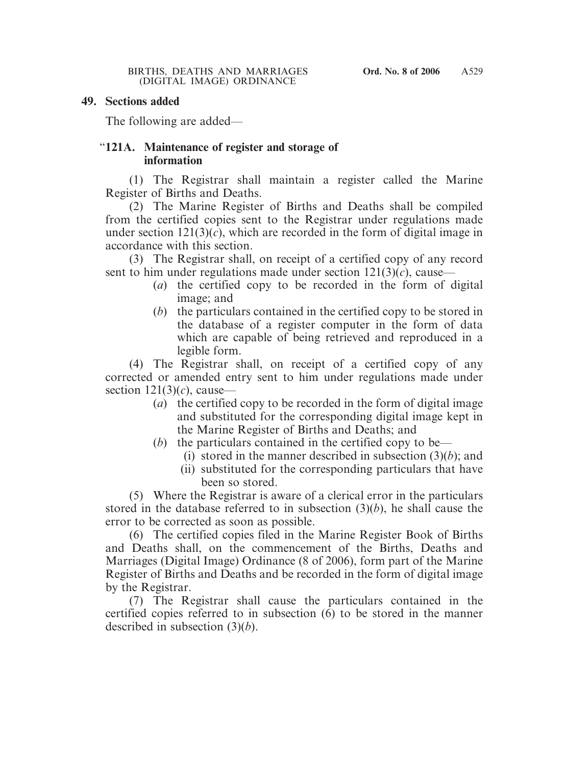**49. Sections added**

The following are added—

"**121A. Maintenance of register and storage of information**

(1) The Registrar shall maintain a register called the Marine Register of Births and Deaths.

(2) The Marine Register of Births and Deaths shall be compiled from the certified copies sent to the Registrar under regulations made under section 121(3)(*c*), which are recorded in the form of digital image in accordance with this section.

(3) The Registrar shall, on receipt of a certified copy of any record sent to him under regulations made under section 121(3)(*c*), cause—

(*a*) the certified copy to be recorded in the form of digital image; and

(*b*) the particulars contained in the certified copy to be stored in the database of a register computer in the form of data which are capable of being retrieved and reproduced in a legible form.

(4) The Registrar shall, on receipt of a certified copy of any corrected or amended entry sent to him under regulations made under section 121(3)(*c*), cause—

(*a*) the certified copy to be recorded in the form of digital image and substituted for the corresponding digital image kept in the Marine Register of Births and Deaths; and

(*b*) the particulars contained in the certified copy to be—

(i) stored in the manner described in subsection (3)(*b*); and

(ii) substituted for the corresponding particulars that have been so stored.

(5) Where the Registrar is aware of a clerical error in the particulars stored in the database referred to in subsection (3)(*b*), he shall cause the error to be corrected as soon as possible.

(6) The certified copies filed in the Marine Register Book of Births and Deaths shall, on the commencement of the Births, Deaths and Marriages (Digital Image) Ordinance (8 of 2006), form part of the Marine Register of Births and Deaths and be recorded in the form of digital image by the Registrar.

(7) The Registrar shall cause the particulars contained in the certified copies referred to in subsection (6) to be stored in the manner described in subsection (3)(*b*).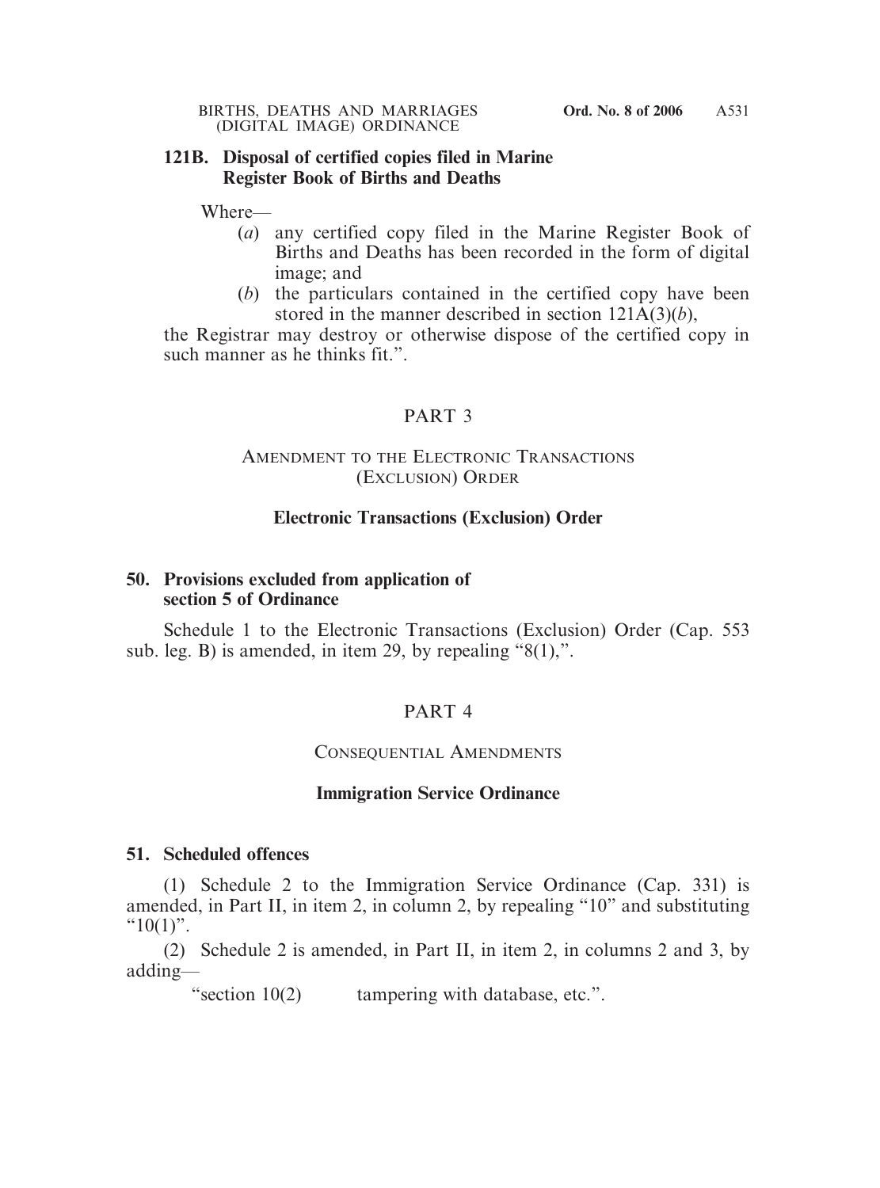**121B. Disposal of certified copies filed in Marine Register Book of Births and Deaths**

Where—

(*a*) any certified copy filed in the Marine Register Book of Births and Deaths has been recorded in the form of digital image; and

(*b*) the particulars contained in the certified copy have been stored in the manner described in section 121A(3)(*b*),

the Registrar may destroy or otherwise dispose of the certified copy in such manner as he thinks fit.".

## PART 3

## AMENDMENT TO THE ELECTRONIC TRANSACTIONS (EXCLUSION) ORDER

### Electronic Transactions (Exclusion) Order

**50. Provisions excluded from application of section 5 of Ordinance**

Schedule 1 to the Electronic Transactions (Exclusion) Order (Cap. 553 sub. leg. B) is amended, in item 29, by repealing "8(1),".

## PART 4

## CONSEQUENTIAL AMENDMENTS

### Immigration Service Ordinance

**51. Scheduled offences**

(1) Schedule 2 to the Immigration Service Ordinance (Cap. 331) is amended, in Part II, in item 2, in column 2, by repealing "10" and substituting "10(1)".

(2) Schedule 2 is amended, in Part II, in item 2, in columns 2 and 3, by adding—

"section 10(2) tampering with database, etc.".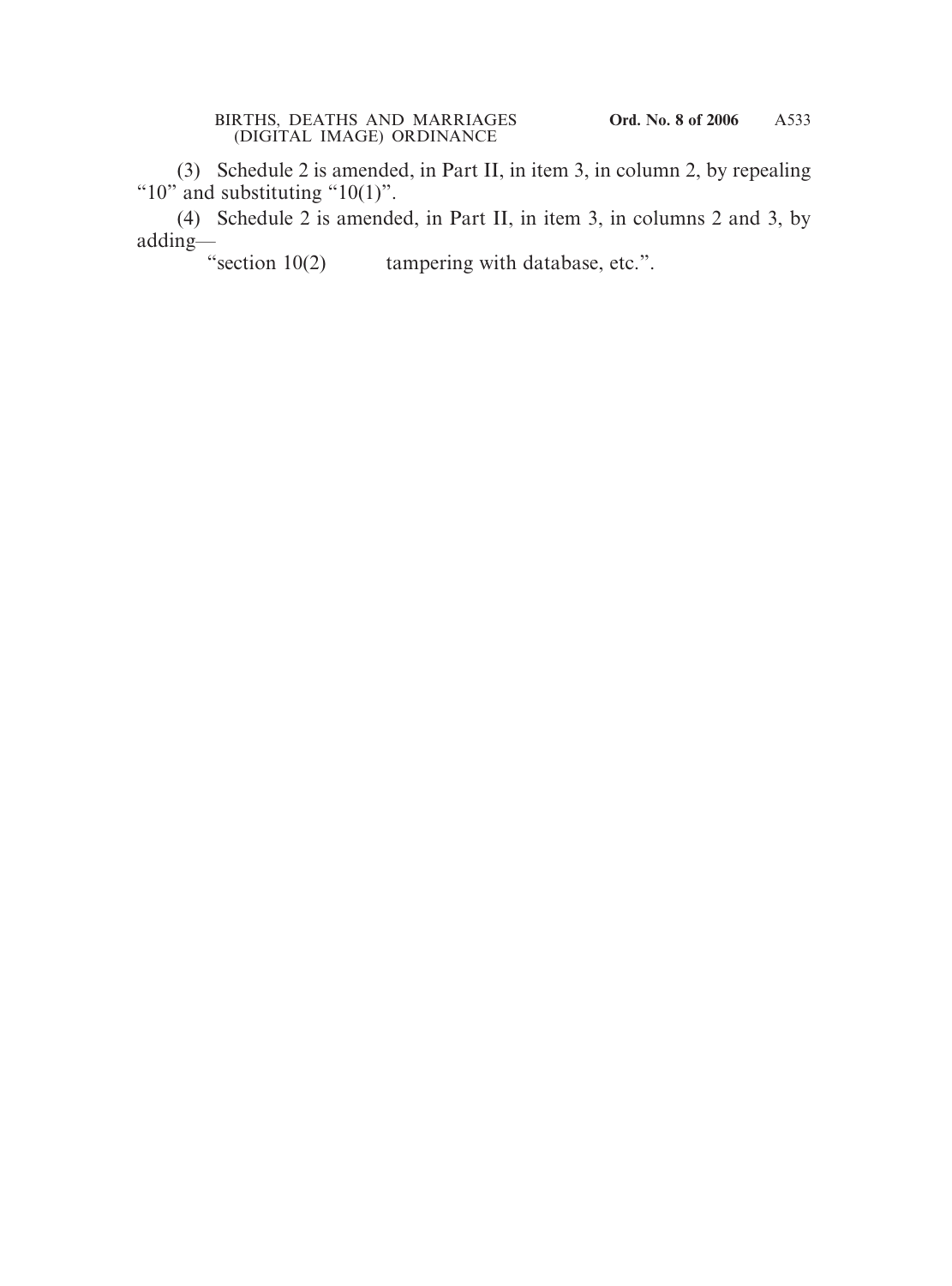(3) Schedule 2 is amended, in Part II, in item 3, in column 2, by repealing "10" and substituting "10(1)".

(4) Schedule 2 is amended, in Part II, in item 3, in columns 2 and 3, by adding—

"section 10(2)          tampering with database, etc.".